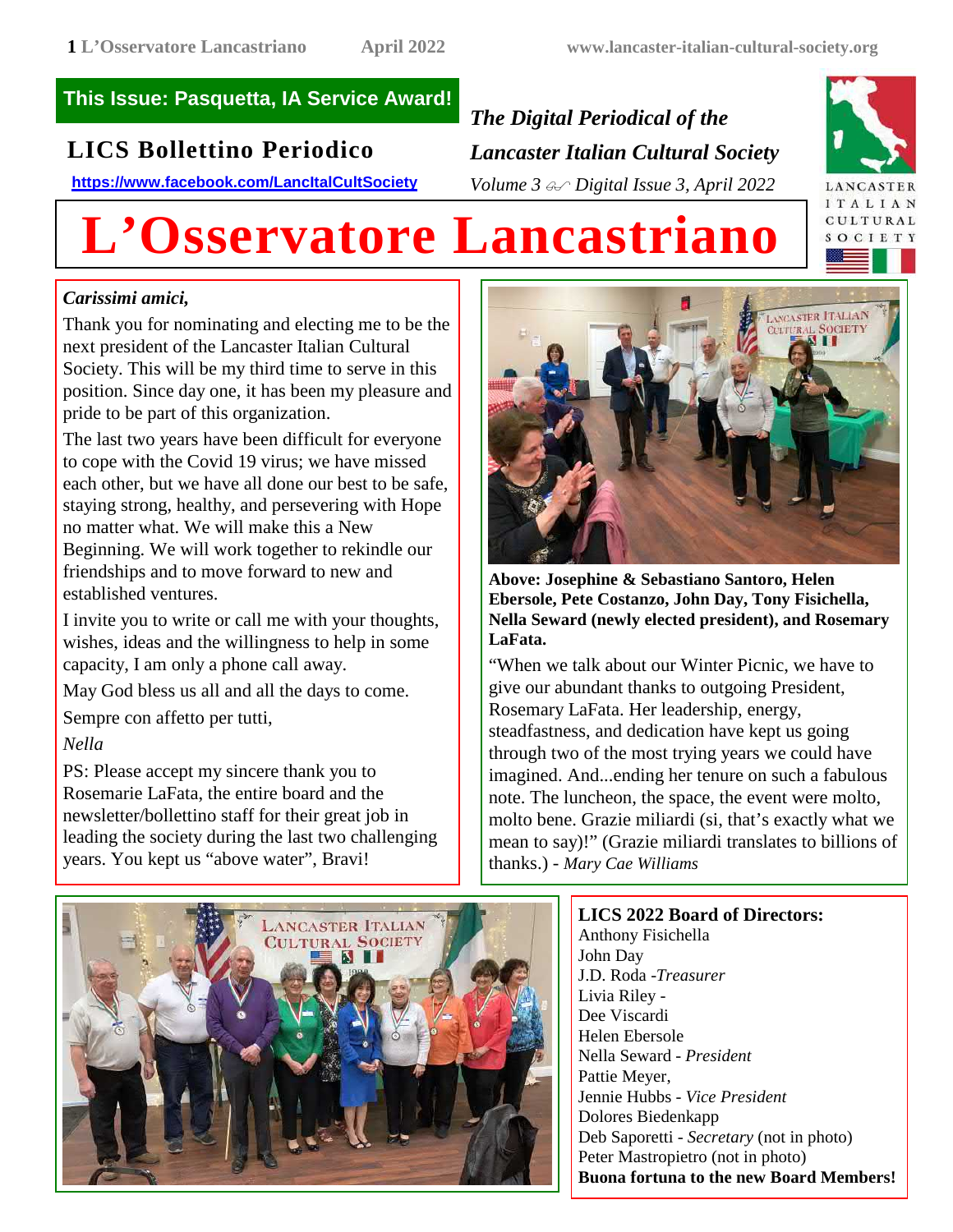**This Issue: Pasquetta, IA Service Award!**

## LICS Bollettino Periodico

https://www.facebook.com/LancItalCultSociety

*The Digital Periodical of the Lancaster Italian Cultural Society*

*Volume 3 Digital Issue 3, April 2022*

# L'Osservatore Lancastriano

LANCASTER ITALIAN CULTURAL SOCIETY

***Carissimi amici,***

Thank you for nominating and electing me to be the next president of the Lancaster Italian Cultural Society. This will be my third time to serve in this position. Since day one, it has been my pleasure and pride to be part of this organization.

The last two years have been difficult for everyone to cope with the Covid 19 virus; we have missed each other, but we have all done our best to be safe, staying strong, healthy, and persevering with Hope no matter what. We will make this a New Beginning. We will work together to rekindle our friendships and to move forward to new and established ventures.

I invite you to write or call me with your thoughts, wishes, ideas and the willingness to help in some capacity, I am only a phone call away.

May God bless us all and all the days to come.

Sempre con affetto per tutti,

*Nella*

PS: Please accept my sincere thank you to Rosemarie LaFata, the entire board and the newsletter/bollettino staff for their great job in leading the society during the last two challenging years. You kept us "above water", Bravi!

**Above: Josephine & Sebastiano Santoro, Helen Ebersole, Pete Costanzo, John Day, Tony Fisichella, Nella Seward (newly elected president), and Rosemary LaFata.**

"When we talk about our Winter Picnic, we have to give our abundant thanks to outgoing President, Rosemary LaFata. Her leadership, energy, steadfastness, and dedication have kept us going through two of the most trying years we could have imagined. And...ending her tenure on such a fabulous note. The luncheon, the space, the event were molto, molto bene. Grazie miliardi (si, that's exactly what we mean to say)!" (Grazie miliardi translates to billions of thanks.) - *Mary Cae Williams*

**LICS 2022 Board of Directors:**

Anthony Fisichella
John Day
J.D. Roda -*Treasurer*
Livia Riley -
Dee Viscardi
Helen Ebersole
Nella Seward - *President*
Pattie Meyer,
Jennie Hubbs - *Vice President*
Dolores Biedenkapp
Deb Saporetti - *Secretary* (not in photo)
Peter Mastropietro (not in photo)

**Buona fortuna to the new Board Members!**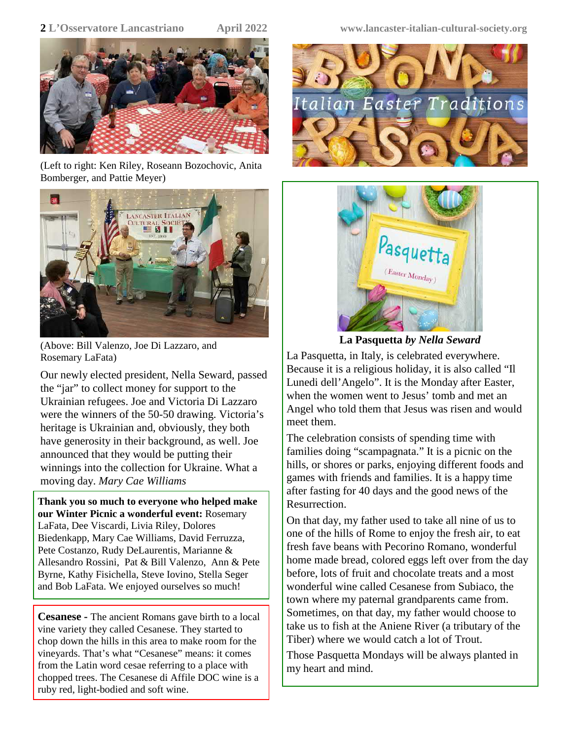(Left to right: Ken Riley, Roseann Bozochovic, Anita Bomberger, and Pattie Meyer)

(Above: Bill Valenzo, Joe Di Lazzaro, and Rosemary LaFata)

Our newly elected president, Nella Seward, passed the "jar" to collect money for support to the Ukrainian refugees. Joe and Victoria Di Lazzaro were the winners of the 50-50 drawing. Victoria's heritage is Ukrainian and, obviously, they both have generosity in their background, as well. Joe announced that they would be putting their winnings into the collection for Ukraine. What a moving day. *Mary Cae Williams*

**Thank you so much to everyone who helped make our Winter Picnic a wonderful event:** Rosemary LaFata, Dee Viscardi, Livia Riley, Dolores Biedenkapp, Mary Cae Williams, David Ferruzza, Pete Costanzo, Rudy DeLaurentis, Marianne & Allesandro Rossini, Pat & Bill Valenzo, Ann & Pete Byrne, Kathy Fisichella, Steve Iovino, Stella Seger and Bob LaFata. We enjoyed ourselves so much!

**Cesanese -** The ancient Romans gave birth to a local vine variety they called Cesanese. They started to chop down the hills in this area to make room for the vineyards. That's what "Cesanese" means: it comes from the Latin word cesae referring to a place with chopped trees. The Cesanese di Affile DOC wine is a ruby red, light-bodied and soft wine.

# Buona Pasqua – Italian Easter Traditions

## La Pasquetta *by Nella Seward*

La Pasquetta, in Italy, is celebrated everywhere. Because it is a religious holiday, it is also called "Il Lunedi dell'Angelo". It is the Monday after Easter, when the women went to Jesus' tomb and met an Angel who told them that Jesus was risen and would meet them.

The celebration consists of spending time with families doing "scampagnata." It is a picnic on the hills, or shores or parks, enjoying different foods and games with friends and families. It is a happy time after fasting for 40 days and the good news of the Resurrection.

On that day, my father used to take all nine of us to one of the hills of Rome to enjoy the fresh air, to eat fresh fave beans with Pecorino Romano, wonderful home made bread, colored eggs left over from the day before, lots of fruit and chocolate treats and a most wonderful wine called Cesanese from Subiaco, the town where my paternal grandparents came from. Sometimes, on that day, my father would choose to take us to fish at the Aniene River (a tributary of the Tiber) where we would catch a lot of Trout.

Those Pasquetta Mondays will be always planted in my heart and mind.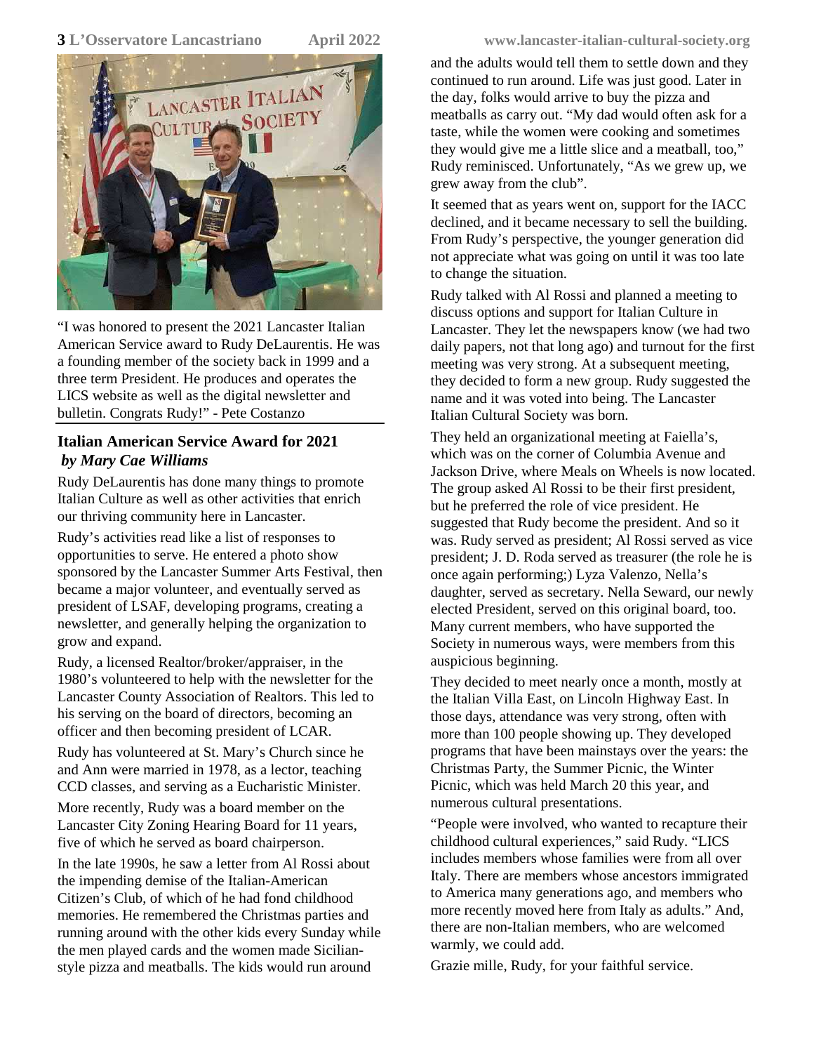"I was honored to present the 2021 Lancaster Italian American Service award to Rudy DeLaurentis. He was a founding member of the society back in 1999 and a three term President. He produces and operates the LICS website as well as the digital newsletter and bulletin. Congrats Rudy!" - Pete Costanzo

## Italian American Service Award for 2021

***by Mary Cae Williams***

Rudy DeLaurentis has done many things to promote Italian Culture as well as other activities that enrich our thriving community here in Lancaster.

Rudy's activities read like a list of responses to opportunities to serve. He entered a photo show sponsored by the Lancaster Summer Arts Festival, then became a major volunteer, and eventually served as president of LSAF, developing programs, creating a newsletter, and generally helping the organization to grow and expand.

Rudy, a licensed Realtor/broker/appraiser, in the 1980's volunteered to help with the newsletter for the Lancaster County Association of Realtors. This led to his serving on the board of directors, becoming an officer and then becoming president of LCAR.

Rudy has volunteered at St. Mary's Church since he and Ann were married in 1978, as a lector, teaching CCD classes, and serving as a Eucharistic Minister.

More recently, Rudy was a board member on the Lancaster City Zoning Hearing Board for 11 years, five of which he served as board chairperson.

In the late 1990s, he saw a letter from Al Rossi about the impending demise of the Italian-American Citizen's Club, of which of he had fond childhood memories. He remembered the Christmas parties and running around with the other kids every Sunday while the men played cards and the women made Sicilian-style pizza and meatballs. The kids would run around and the adults would tell them to settle down and they continued to run around. Life was just good. Later in the day, folks would arrive to buy the pizza and meatballs as carry out. "My dad would often ask for a taste, while the women were cooking and sometimes they would give me a little slice and a meatball, too," Rudy reminisced. Unfortunately, "As we grew up, we grew away from the club".

It seemed that as years went on, support for the IACC declined, and it became necessary to sell the building. From Rudy's perspective, the younger generation did not appreciate what was going on until it was too late to change the situation.

Rudy talked with Al Rossi and planned a meeting to discuss options and support for Italian Culture in Lancaster. They let the newspapers know (we had two daily papers, not that long ago) and turnout for the first meeting was very strong. At a subsequent meeting, they decided to form a new group. Rudy suggested the name and it was voted into being. The Lancaster Italian Cultural Society was born.

They held an organizational meeting at Faiella's, which was on the corner of Columbia Avenue and Jackson Drive, where Meals on Wheels is now located. The group asked Al Rossi to be their first president, but he preferred the role of vice president. He suggested that Rudy become the president. And so it was. Rudy served as president; Al Rossi served as vice president; J. D. Roda served as treasurer (the role he is once again performing;) Lyza Valenzo, Nella's daughter, served as secretary. Nella Seward, our newly elected President, served on this original board, too. Many current members, who have supported the Society in numerous ways, were members from this auspicious beginning.

They decided to meet nearly once a month, mostly at the Italian Villa East, on Lincoln Highway East. In those days, attendance was very strong, often with more than 100 people showing up. They developed programs that have been mainstays over the years: the Christmas Party, the Summer Picnic, the Winter Picnic, which was held March 20 this year, and numerous cultural presentations.

"People were involved, who wanted to recapture their childhood cultural experiences," said Rudy. "LICS includes members whose families were from all over Italy. There are members whose ancestors immigrated to America many generations ago, and members who more recently moved here from Italy as adults." And, there are non-Italian members, who are welcomed warmly, we could add.

Grazie mille, Rudy, for your faithful service.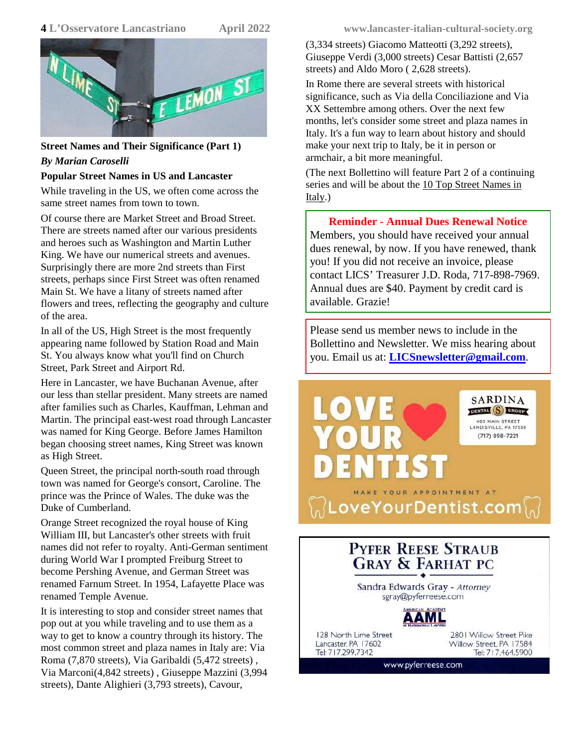## Street Names and Their Significance (Part 1)

*By Marian Caroselli*

### Popular Street Names in US and Lancaster

While traveling in the US, we often come across the same street names from town to town.

Of course there are Market Street and Broad Street. There are streets named after our various presidents and heroes such as Washington and Martin Luther King. We have our numerical streets and avenues. Surprisingly there are more 2nd streets than First streets, perhaps since First Street was often renamed Main St. We have a litany of streets named after flowers and trees, reflecting the geography and culture of the area.

In all of the US, High Street is the most frequently appearing name followed by Station Road and Main St. You always know what you'll find on Church Street, Park Street and Airport Rd.

Here in Lancaster, we have Buchanan Avenue, after our less than stellar president. Many streets are named after families such as Charles, Kauffman, Lehman and Martin. The principal east-west road through Lancaster was named for King George. Before James Hamilton began choosing street names, King Street was known as High Street.

Queen Street, the principal north-south road through town was named for George's consort, Caroline. The prince was the Prince of Wales. The duke was the Duke of Cumberland.

Orange Street recognized the royal house of King William III, but Lancaster's other streets with fruit names did not refer to royalty. Anti-German sentiment during World War I prompted Freiburg Street to become Pershing Avenue, and German Street was renamed Farnum Street. In 1954, Lafayette Place was renamed Temple Avenue.

It is interesting to stop and consider street names that pop out at you while traveling and to use them as a way to get to know a country through its history. The most common street and plaza names in Italy are: Via Roma (7,870 streets), Via Garibaldi (5,472 streets) , Via Marconi(4,842 streets) , Giuseppe Mazzini (3,994 streets), Dante Alighieri (3,793 streets), Cavour, (3,334 streets) Giacomo Matteotti (3,292 streets), Giuseppe Verdi (3,000 streets) Cesar Battisti (2,657 streets) and Aldo Moro ( 2,628 streets).

In Rome there are several streets with historical significance, such as Via della Conciliazione and Via XX Settembre among others. Over the next few months, let's consider some street and plaza names in Italy. It's a fun way to learn about history and should make your next trip to Italy, be it in person or armchair, a bit more meaningful.

(The next Bollettino will feature Part 2 of a continuing series and will be about the 10 Top Street Names in Italy.)

**Reminder - Annual Dues Renewal Notice**

Members, you should have received your annual dues renewal, by now. If you have renewed, thank you! If you did not receive an invoice, please contact LICS' Treasurer J.D. Roda, 717-898-7969. Annual dues are $40. Payment by credit card is available. Grazie!

Please send us member news to include in the Bollettino and Newsletter. We miss hearing about you. Email us at: **LICSnewsletter@gmail.com**.

LOVE YOUR DENTIST

SARDINA DENTAL GROUP
405 MAIN STREET
LANDISVILLE, PA 17538
(717) 898-7221

MAKE YOUR APPOINTMENT AT
LoveYourDentist.com

PYFER REESE STRAUB GRAY & FARHAT PC

Sandra Edwards Gray - *Attorney*
sgray@pyferreese.com

AAML — American Academy of Matrimonial Lawyers

128 North Lime Street
Lancaster, PA 17602
Tel: 717.299.7342

2801 Willow Street Pike
Willow Street, PA 17584
Tel: 717.464.5900

www.pyferreese.com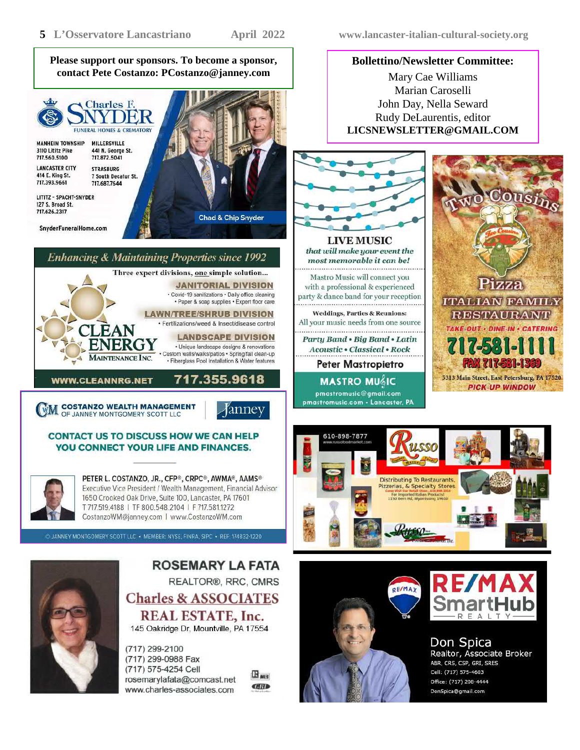**Please support our sponsors. To become a sponsor, contact Pete Costanzo: PCostanzo@janney.com**

**Bollettino/Newsletter Committee:**

Mary Cae Williams
Marian Caroselli
John Day, Nella Seward
Rudy DeLaurentis, editor
**LICSNEWSLETTER@GMAIL.COM**

---

Charles F. SNYDER
FUNERAL HOMES & CREMATORY

MANHEIM TOWNSHIP
3110 Lititz Pike
717.560.5100

MILLERSVILLE
441 N. George St.
717.872.5041

LANCASTER CITY
414 E. King St.
717.393.9661

STRASBURG
7 South Decatur St.
717.687.7544

LITITZ - SPACHT-SNYDER
127 S. Broad St.
717.626.2317

SnyderFuneralHome.com

Chad & Chip Snyder

---

LIVE MUSIC
*that will make your event the most memorable it can be!*

Mastro Music will connect you with a professional & experienced party & dance band for your reception

Weddings, Parties & Reunions:
All your music needs from one source

*Party Band • Big Band • Latin*
*Acoustic • Classical • Rock*

Peter Mastropietro

MASTRO MUSIC
pmastromusic@gmail.com
pmastromusic.com • Lancaster, PA

---

Two Cousins
Pizza
ITALIAN FAMILY RESTAURANT
TAKE-OUT • DINE-IN • CATERING
717-581-1111
FAX 717-581-1369
5313 Main Street, East Petersburg, PA 17520
PICK-UP WINDOW

---

*Enhancing & Maintaining Properties since 1992*

Three expert divisions, one simple solution...

JANITORIAL DIVISION
• Covid-19 sanitizations • Daily office cleaning
• Paper & soap supplies • Expert floor care

LAWN/TREE/SHRUB DIVISION
• Fertilizations/weed & Insect/disease control

LANDSCAPE DIVISION
• Unique landscape designs & renovations
• Custom walls/walks/patios • Spring/fall clean-up
• Fiberglass Pool Installation & Water features

CLEAN ENERGY MAINTENANCE INC.

WWW.CLEANNRG.NET 717.355.9618

---

COSTANZO WEALTH MANAGEMENT OF JANNEY MONTGOMERY SCOTT LLC
Janney

CONTACT US TO DISCUSS HOW WE CAN HELP YOU CONNECT YOUR LIFE AND FINANCES.

PETER L. COSTANZO, JR., CFP®, CRPC®, AWMA®, AAMS®
Executive Vice President / Wealth Management, Financial Advisor
1650 Crooked Oak Drive, Suite 100, Lancaster, PA 17601
T 717.519.4188 | TF 800.548.2104 | F 717.581.1272
CostanzoWM@janney.com | www.CostanzoWM.com

© JANNEY MONTGOMERY SCOTT LLC • MEMBER: NYSE, FINRA, SIPC • REF: 174832-1220

---

610-898-7877
www.russofoodmarket.com
Russo
Distributing To Restaurants, Pizzerias, & Specialty Stores.
1150 Bern Rd, Wyomissing 19610

---

ROSEMARY LA FATA
REALTOR®, RRC, CMRS
Charles & ASSOCIATES REAL ESTATE, Inc.
145 Oakridge Dr, Mountville, PA 17554

(717) 299-2100
(717) 299-0988 Fax
(717) 575-4254 Cell
rosemarylafata@comcast.net
www.charles-associates.com

---

RE/MAX SmartHub REALTY

Don Spica
Realtor, Associate Broker
ABR, CRS, CSP, GRI, SRES
Cell: (717) 575-4603
Office: (717) 208-4444
DonSpica@gmail.com